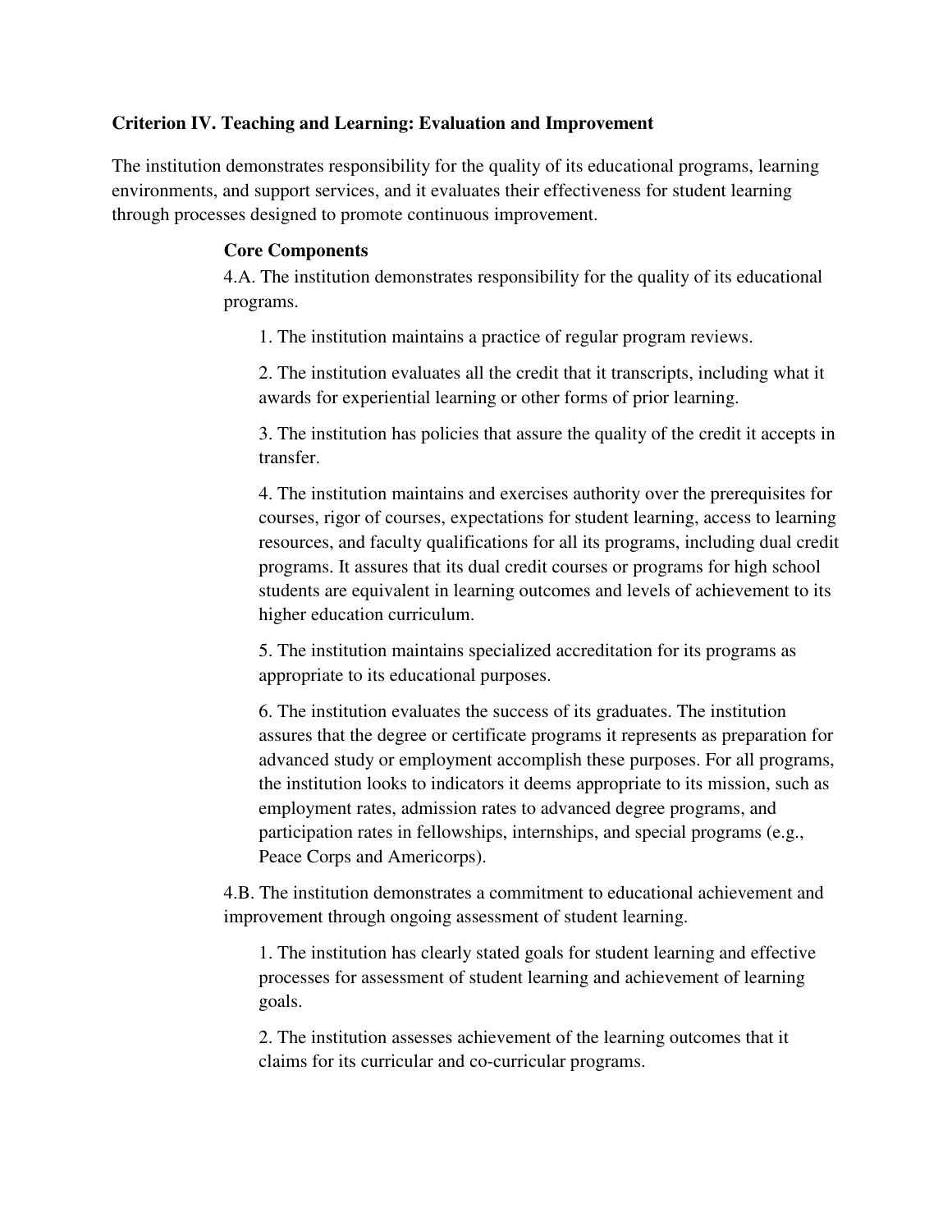**Criterion IV. Teaching and Learning: Evaluation and Improvement**

The institution demonstrates responsibility for the quality of its educational programs, learning environments, and support services, and it evaluates their effectiveness for student learning through processes designed to promote continuous improvement.

**Core Components**

4.A. The institution demonstrates responsibility for the quality of its educational programs.

1. The institution maintains a practice of regular program reviews.

2. The institution evaluates all the credit that it transcripts, including what it awards for experiential learning or other forms of prior learning.

3. The institution has policies that assure the quality of the credit it accepts in transfer.

4. The institution maintains and exercises authority over the prerequisites for courses, rigor of courses, expectations for student learning, access to learning resources, and faculty qualifications for all its programs, including dual credit programs. It assures that its dual credit courses or programs for high school students are equivalent in learning outcomes and levels of achievement to its higher education curriculum.

5. The institution maintains specialized accreditation for its programs as appropriate to its educational purposes.

6. The institution evaluates the success of its graduates. The institution assures that the degree or certificate programs it represents as preparation for advanced study or employment accomplish these purposes. For all programs, the institution looks to indicators it deems appropriate to its mission, such as employment rates, admission rates to advanced degree programs, and participation rates in fellowships, internships, and special programs (e.g., Peace Corps and Americorps).

4.B. The institution demonstrates a commitment to educational achievement and improvement through ongoing assessment of student learning.

1. The institution has clearly stated goals for student learning and effective processes for assessment of student learning and achievement of learning goals.

2. The institution assesses achievement of the learning outcomes that it claims for its curricular and co-curricular programs.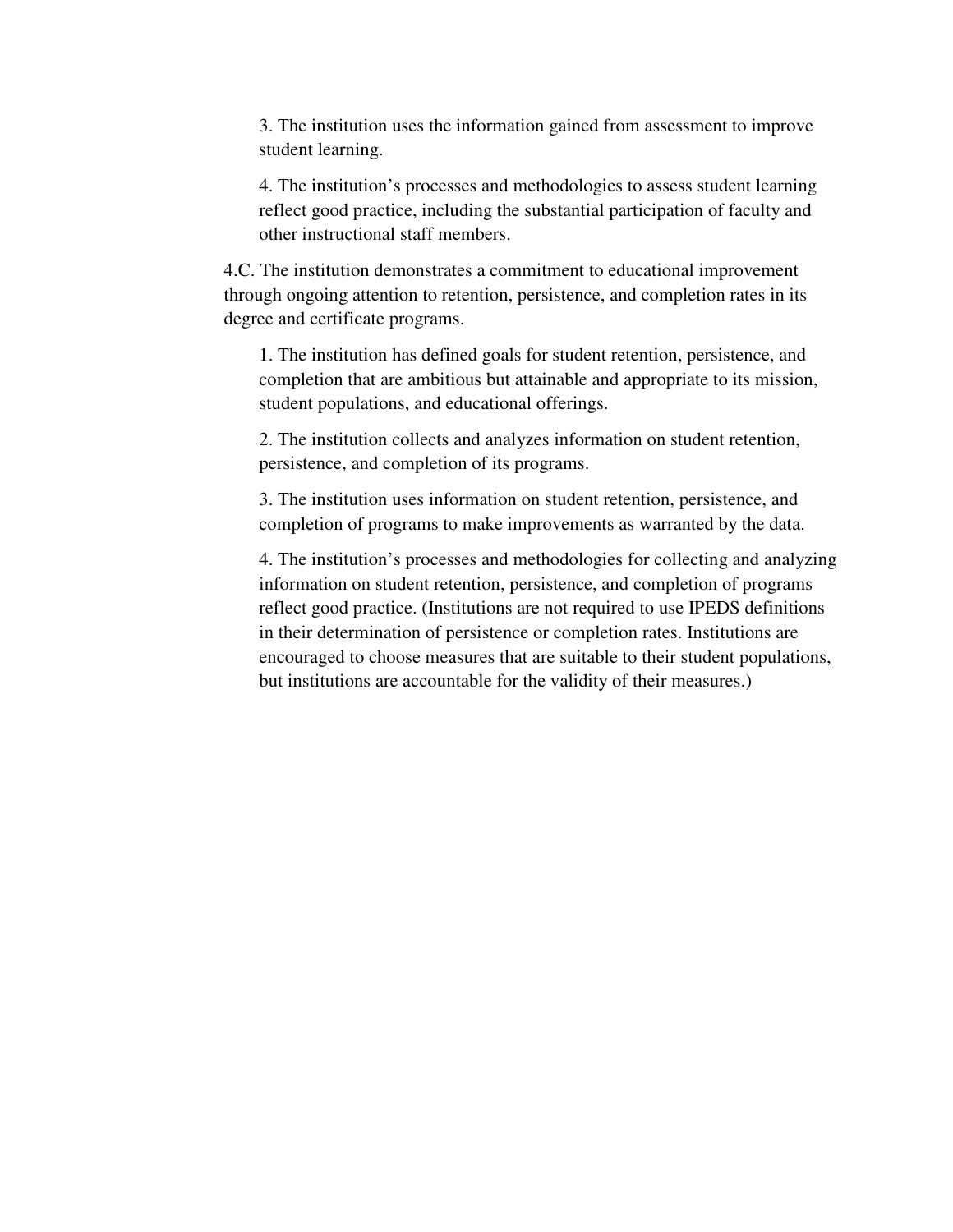3. The institution uses the information gained from assessment to improve student learning.

4. The institution's processes and methodologies to assess student learning reflect good practice, including the substantial participation of faculty and other instructional staff members.

4.C. The institution demonstrates a commitment to educational improvement through ongoing attention to retention, persistence, and completion rates in its degree and certificate programs.

1. The institution has defined goals for student retention, persistence, and completion that are ambitious but attainable and appropriate to its mission, student populations, and educational offerings.

2. The institution collects and analyzes information on student retention, persistence, and completion of its programs.

3. The institution uses information on student retention, persistence, and completion of programs to make improvements as warranted by the data.

4. The institution's processes and methodologies for collecting and analyzing information on student retention, persistence, and completion of programs reflect good practice. (Institutions are not required to use IPEDS definitions in their determination of persistence or completion rates. Institutions are encouraged to choose measures that are suitable to their student populations, but institutions are accountable for the validity of their measures.)